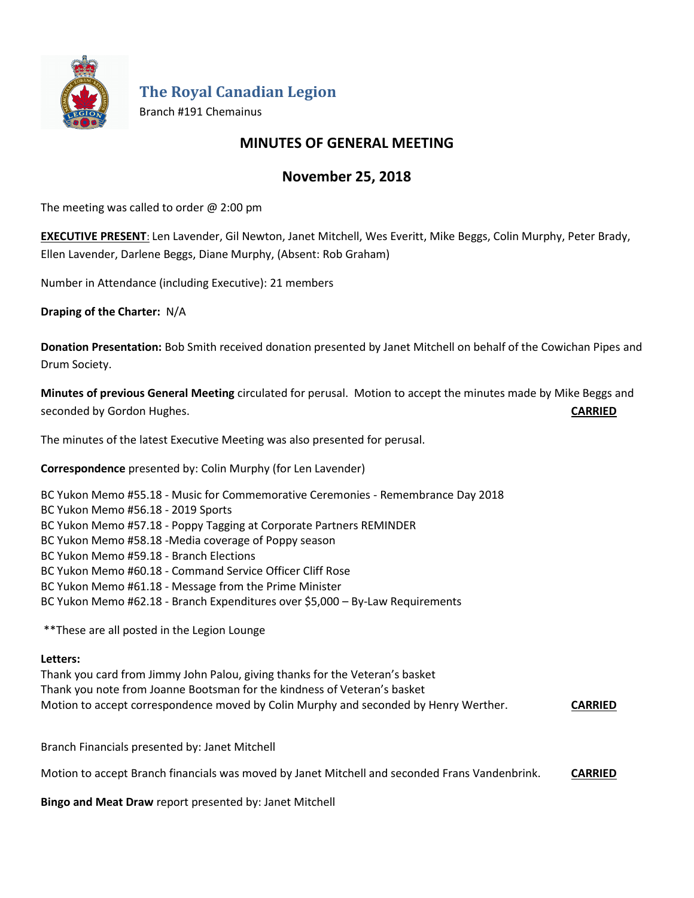# The Royal Canadian Legion

Branch #191 Chemainus

## MINUTES OF GENERAL MEETING

## November 25, 2018

The meeting was called to order @ 2:00 pm

**EXECUTIVE PRESENT**: Len Lavender, Gil Newton, Janet Mitchell, Wes Everitt, Mike Beggs, Colin Murphy, Peter Brady, Ellen Lavender, Darlene Beggs, Diane Murphy, (Absent: Rob Graham)

Number in Attendance (including Executive): 21 members

**Draping of the Charter:** N/A

**Donation Presentation:** Bob Smith received donation presented by Janet Mitchell on behalf of the Cowichan Pipes and Drum Society.

**Minutes of previous General Meeting** circulated for perusal. Motion to accept the minutes made by Mike Beggs and seconded by Gordon Hughes. **CARRIED**

The minutes of the latest Executive Meeting was also presented for perusal.

**Correspondence** presented by: Colin Murphy (for Len Lavender)

BC Yukon Memo #55.18 - Music for Commemorative Ceremonies - Remembrance Day 2018
BC Yukon Memo #56.18 - 2019 Sports
BC Yukon Memo #57.18 - Poppy Tagging at Corporate Partners REMINDER
BC Yukon Memo #58.18 -Media coverage of Poppy season
BC Yukon Memo #59.18 - Branch Elections
BC Yukon Memo #60.18 - Command Service Officer Cliff Rose
BC Yukon Memo #61.18 - Message from the Prime Minister
BC Yukon Memo #62.18 - Branch Expenditures over $5,000 – By-Law Requirements

**These are all posted in the Legion Lounge

**Letters:**
Thank you card from Jimmy John Palou, giving thanks for the Veteran's basket
Thank you note from Joanne Bootsman for the kindness of Veteran's basket
Motion to accept correspondence moved by Colin Murphy and seconded by Henry Werther. **CARRIED**

Branch Financials presented by: Janet Mitchell

Motion to accept Branch financials was moved by Janet Mitchell and seconded Frans Vandenbrink. **CARRIED**

**Bingo and Meat Draw** report presented by: Janet Mitchell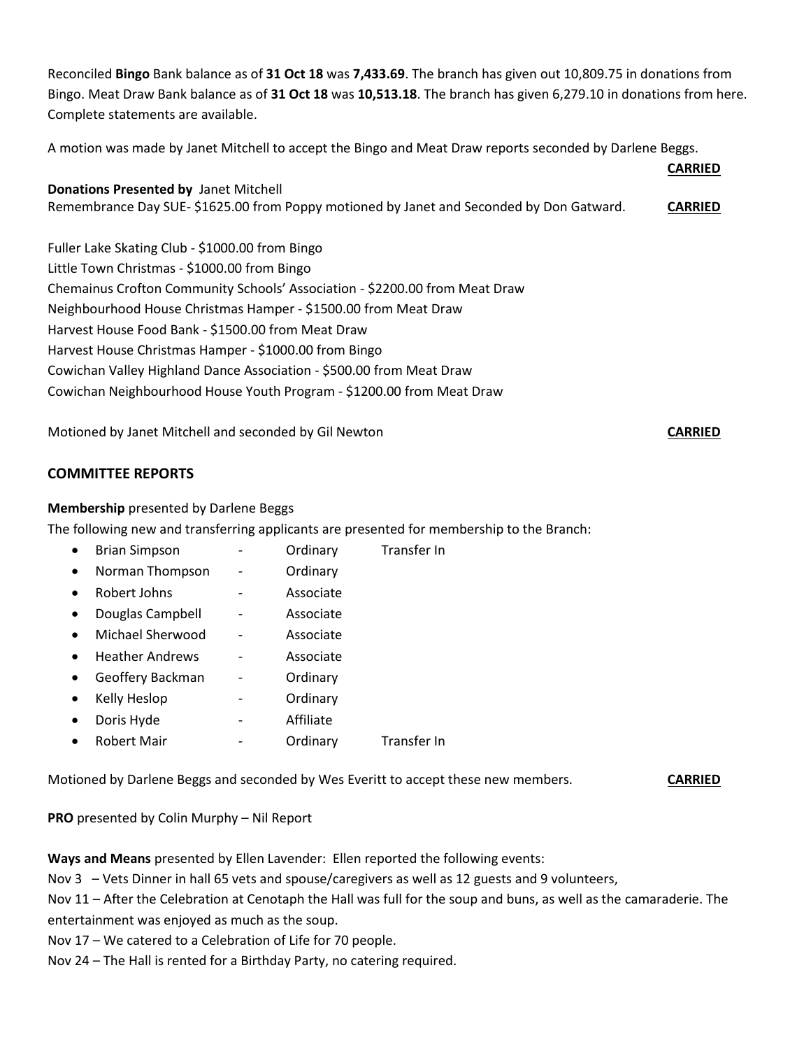Reconciled **Bingo** Bank balance as of **31 Oct 18** was **7,433.69**. The branch has given out 10,809.75 in donations from Bingo. Meat Draw Bank balance as of **31 Oct 18** was **10,513.18**. The branch has given 6,279.10 in donations from here. Complete statements are available.

A motion was made by Janet Mitchell to accept the Bingo and Meat Draw reports seconded by Darlene Beggs.

**CARRIED**

**Donations Presented by** Janet Mitchell

Remembrance Day SUE- $1625.00 from Poppy motioned by Janet and Seconded by Don Gatward. **CARRIED**

Fuller Lake Skating Club - $1000.00 from Bingo
Little Town Christmas - $1000.00 from Bingo
Chemainus Crofton Community Schools' Association - $2200.00 from Meat Draw
Neighbourhood House Christmas Hamper - $1500.00 from Meat Draw
Harvest House Food Bank - $1500.00 from Meat Draw
Harvest House Christmas Hamper - $1000.00 from Bingo
Cowichan Valley Highland Dance Association - $500.00 from Meat Draw
Cowichan Neighbourhood House Youth Program - $1200.00 from Meat Draw

Motioned by Janet Mitchell and seconded by Gil Newton **CARRIED**

## COMMITTEE REPORTS

**Membership** presented by Darlene Beggs

The following new and transferring applicants are presented for membership to the Branch:

- Brian Simpson - Ordinary Transfer In
- Norman Thompson - Ordinary
- Robert Johns - Associate
- Douglas Campbell - Associate
- Michael Sherwood - Associate
- Heather Andrews - Associate
- Geoffery Backman - Ordinary
- Kelly Heslop - Ordinary
- Doris Hyde - Affiliate
- Robert Mair - Ordinary Transfer In

Motioned by Darlene Beggs and seconded by Wes Everitt to accept these new members. **CARRIED**

**PRO** presented by Colin Murphy – Nil Report

**Ways and Means** presented by Ellen Lavender: Ellen reported the following events:

Nov 3 – Vets Dinner in hall 65 vets and spouse/caregivers as well as 12 guests and 9 volunteers,

Nov 11 – After the Celebration at Cenotaph the Hall was full for the soup and buns, as well as the camaraderie. The entertainment was enjoyed as much as the soup.

Nov 17 – We catered to a Celebration of Life for 70 people.

Nov 24 – The Hall is rented for a Birthday Party, no catering required.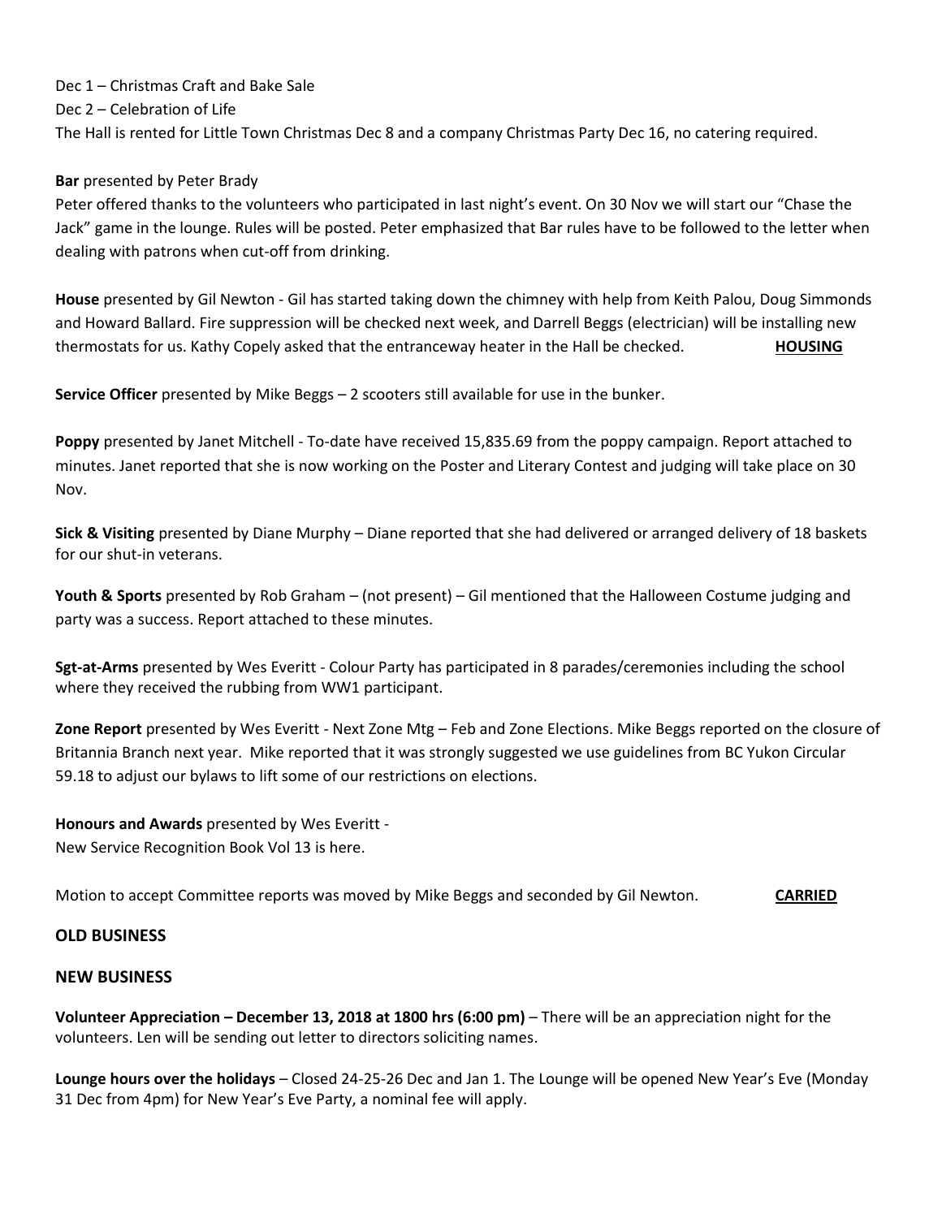Dec 1 – Christmas Craft and Bake Sale

Dec 2 – Celebration of Life

The Hall is rented for Little Town Christmas Dec 8 and a company Christmas Party Dec 16, no catering required.

**Bar** presented by Peter Brady

Peter offered thanks to the volunteers who participated in last night's event. On 30 Nov we will start our "Chase the Jack" game in the lounge. Rules will be posted. Peter emphasized that Bar rules have to be followed to the letter when dealing with patrons when cut-off from drinking.

**House** presented by Gil Newton - Gil has started taking down the chimney with help from Keith Palou, Doug Simmonds and Howard Ballard. Fire suppression will be checked next week, and Darrell Beggs (electrician) will be installing new thermostats for us. Kathy Copely asked that the entranceway heater in the Hall be checked. **HOUSING**

**Service Officer** presented by Mike Beggs – 2 scooters still available for use in the bunker.

**Poppy** presented by Janet Mitchell - To-date have received 15,835.69 from the poppy campaign. Report attached to minutes. Janet reported that she is now working on the Poster and Literary Contest and judging will take place on 30 Nov.

**Sick & Visiting** presented by Diane Murphy – Diane reported that she had delivered or arranged delivery of 18 baskets for our shut-in veterans.

**Youth & Sports** presented by Rob Graham – (not present) – Gil mentioned that the Halloween Costume judging and party was a success. Report attached to these minutes.

**Sgt-at-Arms** presented by Wes Everitt - Colour Party has participated in 8 parades/ceremonies including the school where they received the rubbing from WW1 participant.

**Zone Report** presented by Wes Everitt - Next Zone Mtg – Feb and Zone Elections. Mike Beggs reported on the closure of Britannia Branch next year. Mike reported that it was strongly suggested we use guidelines from BC Yukon Circular 59.18 to adjust our bylaws to lift some of our restrictions on elections.

**Honours and Awards** presented by Wes Everitt -

New Service Recognition Book Vol 13 is here.

Motion to accept Committee reports was moved by Mike Beggs and seconded by Gil Newton. **CARRIED**

## OLD BUSINESS

## NEW BUSINESS

**Volunteer Appreciation – December 13, 2018 at 1800 hrs (6:00 pm)** – There will be an appreciation night for the volunteers. Len will be sending out letter to directors soliciting names.

**Lounge hours over the holidays** – Closed 24-25-26 Dec and Jan 1. The Lounge will be opened New Year's Eve (Monday 31 Dec from 4pm) for New Year's Eve Party, a nominal fee will apply.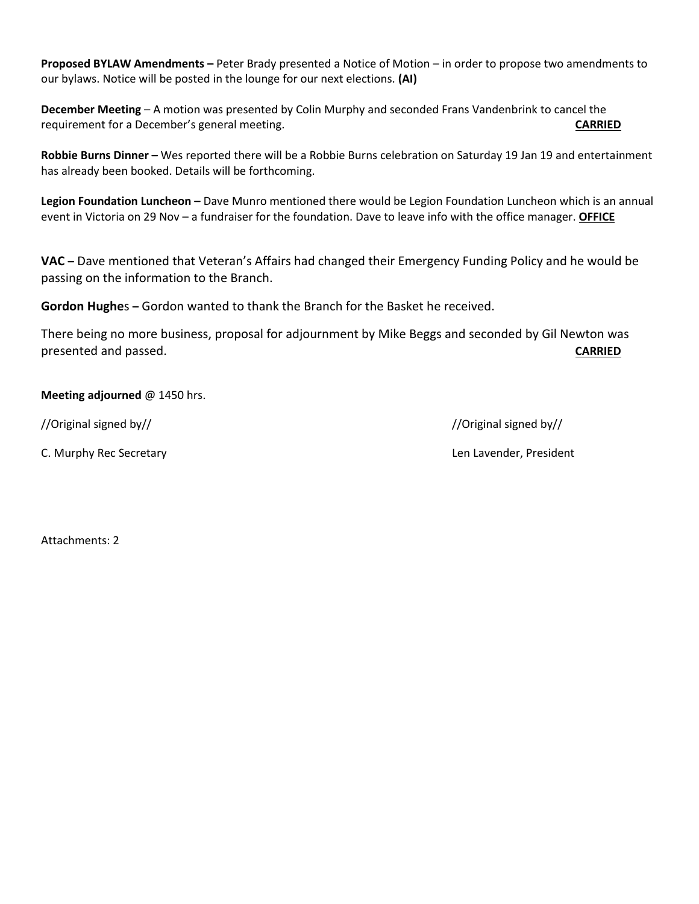**Proposed BYLAW Amendments –** Peter Brady presented a Notice of Motion – in order to propose two amendments to our bylaws. Notice will be posted in the lounge for our next elections. **(AI)**

**December Meeting** – A motion was presented by Colin Murphy and seconded Frans Vandenbrink to cancel the requirement for a December's general meeting. **CARRIED**

**Robbie Burns Dinner –** Wes reported there will be a Robbie Burns celebration on Saturday 19 Jan 19 and entertainment has already been booked. Details will be forthcoming.

**Legion Foundation Luncheon –** Dave Munro mentioned there would be Legion Foundation Luncheon which is an annual event in Victoria on 29 Nov – a fundraiser for the foundation. Dave to leave info with the office manager. **OFFICE**

**VAC –** Dave mentioned that Veteran's Affairs had changed their Emergency Funding Policy and he would be passing on the information to the Branch.

**Gordon Hughe**s **–** Gordon wanted to thank the Branch for the Basket he received.

There being no more business, proposal for adjournment by Mike Beggs and seconded by Gil Newton was presented and passed. **CARRIED**

**Meeting adjourned** @ 1450 hrs.

//Original signed by//

C. Murphy Rec Secretary

//Original signed by//

Len Lavender, President

Attachments: 2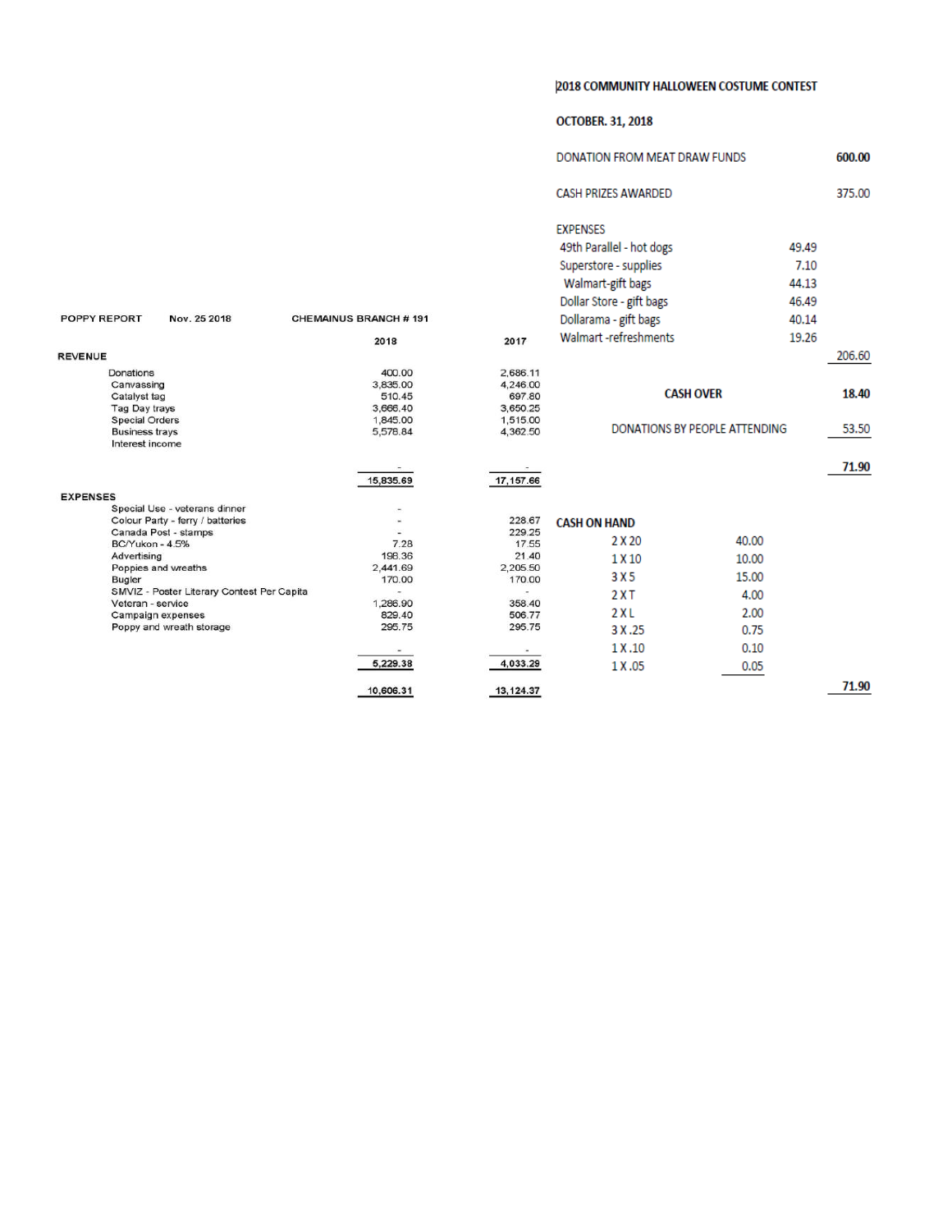## 2018 COMMUNITY HALLOWEEN COSTUME CONTEST

**OCTOBER. 31, 2018**

| | | |
|---|---|---|
| DONATION FROM MEAT DRAW FUNDS | | **600.00** |
| CASH PRIZES AWARDED | | 375.00 |
| EXPENSES | | |
| 49th Parallel - hot dogs | 49.49 | |
| Superstore - supplies | 7.10 | |
| Walmart-gift bags | 44.13 | |
| Dollar Store - gift bags | 46.49 | |
| Dollarama - gift bags | 40.14 | |
| Walmart -refreshments | 19.26 | |
| | | 206.60 |
| **CASH OVER** | | **18.40** |
| DONATIONS BY PEOPLE ATTENDING | | 53.50 |
| | | **71.90** |

**CASH ON HAND**

| | | |
|---|---|---|
| 2 X 20 | 40.00 | |
| 1 X 10 | 10.00 | |
| 3 X 5 | 15.00 | |
| 2 X T | 4.00 | |
| 2 X L | 2.00 | |
| 3 X .25 | 0.75 | |
| 1 X .10 | 0.10 | |
| 1 X .05 | 0.05 | |
| | | **71.90** |

**POPPY REPORT** Nov. 25 2018 **CHEMAINUS BRANCH # 191**

| | 2018 | 2017 |
|---|---|---|
| **REVENUE** | | |
| Donations | 400.00 | 2,686.11 |
| Canvassing | 3,835.00 | 4,246.00 |
| Catalyst tag | 510.45 | 697.80 |
| Tag Day trays | 3,666.40 | 3,650.25 |
| Special Orders | 1,845.00 | 1,515.00 |
| Business trays | 5,578.84 | 4,362.50 |
| Interest income | | |
| | - | - |
| | 15,835.69 | 17,157.66 |
| **EXPENSES** | | |
| Special Use - veterans dinner | - | |
| Colour Party - ferry / batteries | - | 228.67 |
| Canada Post - stamps | - | 229.25 |
| BC/Yukon - 4.5% | 7.28 | 17.55 |
| Advertising | 198.36 | 21.40 |
| Poppies and wreaths | 2,441.69 | 2,205.50 |
| Bugler | 170.00 | 170.00 |
| SMVIZ - Poster Literary Contest Per Capita | - | - |
| Veteran - service | 1,286.90 | 358.40 |
| Campaign expenses | 829.40 | 506.77 |
| Poppy and wreath storage | 295.75 | 295.75 |
| | - | - |
| | 5,229.38 | 4,033.29 |
| | 10,606.31 | 13,124.37 |